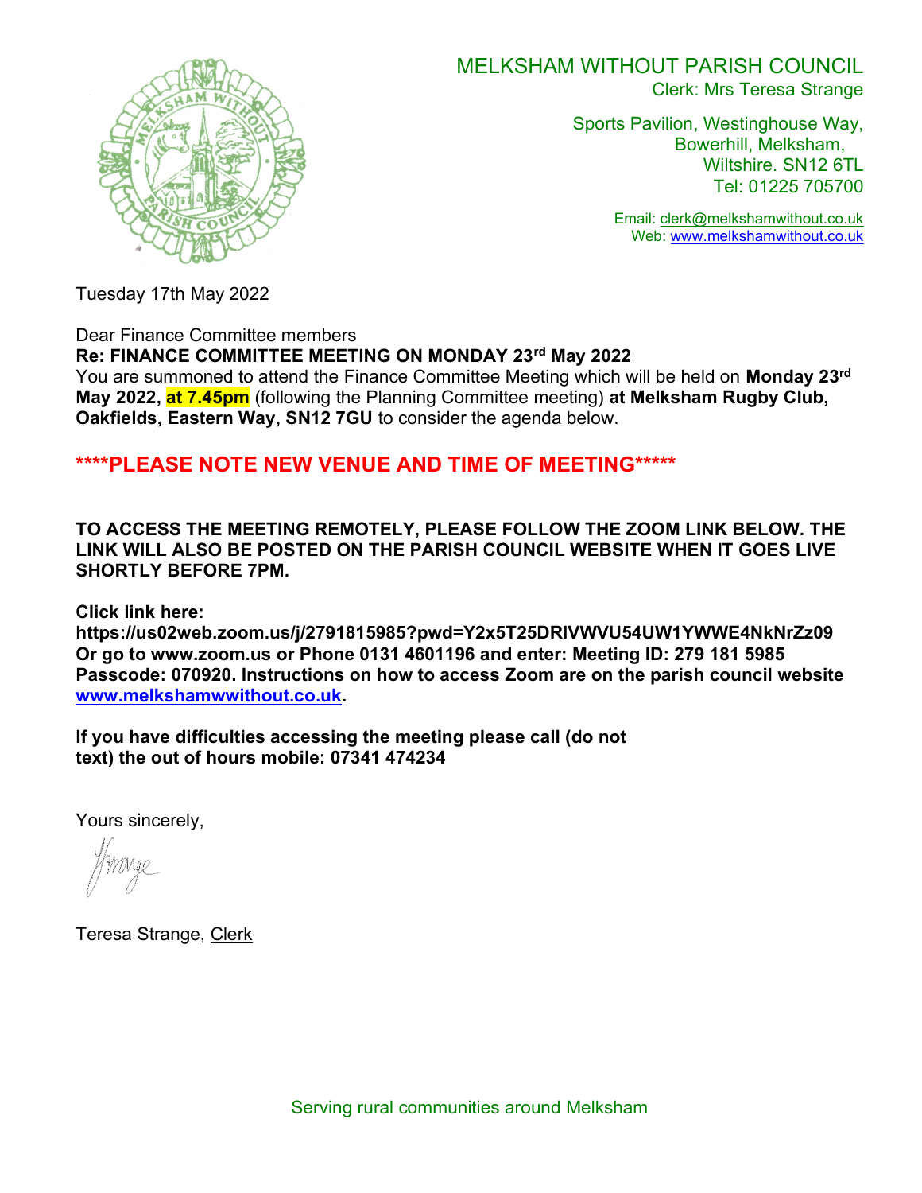MELKSHAM WITHOUT PARISH COUNCIL
Clerk: Mrs Teresa Strange

Sports Pavilion, Westinghouse Way,
Bowerhill, Melksham,
Wiltshire. SN12 6TL
Tel: 01225 705700

Email: clerk@melkshamwithout.co.uk
Web: www.melkshamwithout.co.uk

Tuesday 17th May 2022

Dear Finance Committee members
**Re: FINANCE COMMITTEE MEETING ON MONDAY 23rd May 2022**
You are summoned to attend the Finance Committee Meeting which will be held on **Monday 23rd May 2022, at 7.45pm** (following the Planning Committee meeting) **at Melksham Rugby Club, Oakfields, Eastern Way, SN12 7GU** to consider the agenda below.

**\*\*\*\*PLEASE NOTE NEW VENUE AND TIME OF MEETING\*\*\*\*\***

**TO ACCESS THE MEETING REMOTELY, PLEASE FOLLOW THE ZOOM LINK BELOW. THE LINK WILL ALSO BE POSTED ON THE PARISH COUNCIL WEBSITE WHEN IT GOES LIVE SHORTLY BEFORE 7PM.**

**Click link here:**
**https://us02web.zoom.us/j/2791815985?pwd=Y2x5T25DRlVWVU54UW1YWWE4NkNrZz09**
**Or go to www.zoom.us or Phone 0131 4601196 and enter: Meeting ID: 279 181 5985**
**Passcode: 070920. Instructions on how to access Zoom are on the parish council website www.melkshamwwithout.co.uk.**

**If you have difficulties accessing the meeting please call (do not text) the out of hours mobile: 07341 474234**

Yours sincerely,

Teresa Strange, Clerk

Serving rural communities around Melksham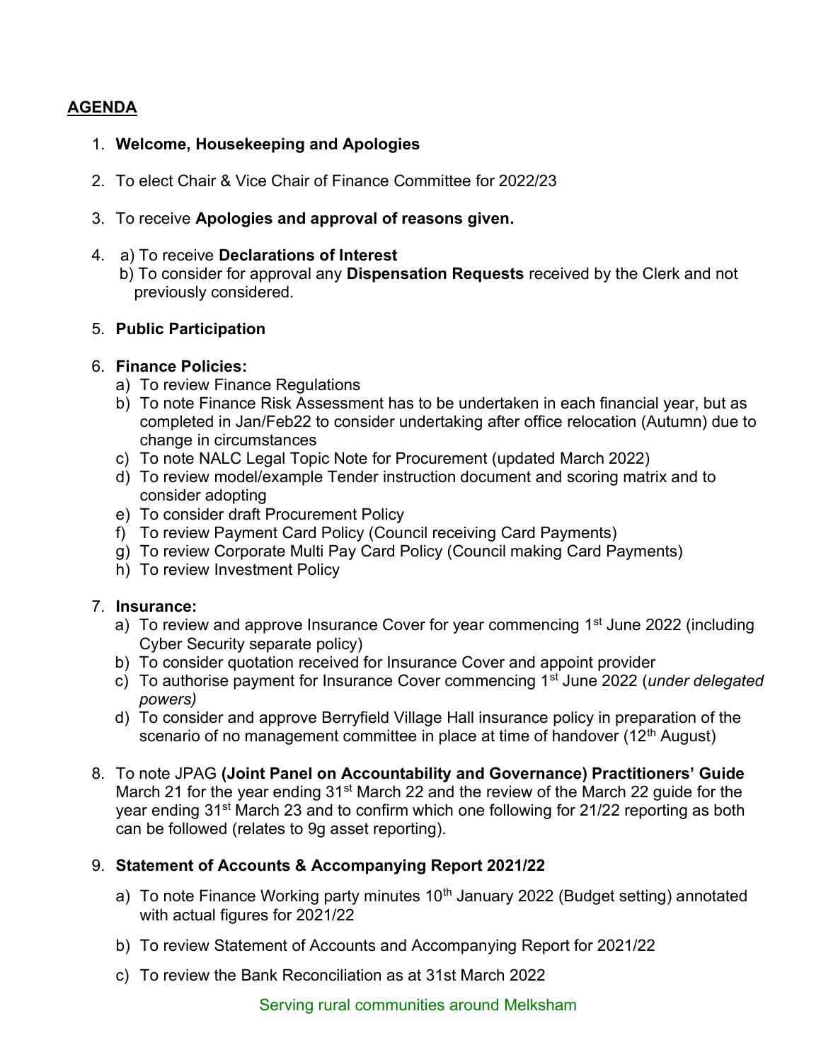**AGENDA**

1. **Welcome, Housekeeping and Apologies**

2. To elect Chair & Vice Chair of Finance Committee for 2022/23

3. To receive **Apologies and approval of reasons given.**

4. a) To receive **Declarations of Interest**
   b) To consider for approval any **Dispensation Requests** received by the Clerk and not previously considered.

5. **Public Participation**

6. **Finance Policies:**
   a) To review Finance Regulations
   b) To note Finance Risk Assessment has to be undertaken in each financial year, but as completed in Jan/Feb22 to consider undertaking after office relocation (Autumn) due to change in circumstances
   c) To note NALC Legal Topic Note for Procurement (updated March 2022)
   d) To review model/example Tender instruction document and scoring matrix and to consider adopting
   e) To consider draft Procurement Policy
   f) To review Payment Card Policy (Council receiving Card Payments)
   g) To review Corporate Multi Pay Card Policy (Council making Card Payments)
   h) To review Investment Policy

7. **Insurance:**
   a) To review and approve Insurance Cover for year commencing 1st June 2022 (including Cyber Security separate policy)
   b) To consider quotation received for Insurance Cover and appoint provider
   c) To authorise payment for Insurance Cover commencing 1st June 2022 (*under delegated powers)*
   d) To consider and approve Berryfield Village Hall insurance policy in preparation of the scenario of no management committee in place at time of handover (12th August)

8. To note JPAG **(Joint Panel on Accountability and Governance) Practitioners' Guide** March 21 for the year ending 31st March 22 and the review of the March 22 guide for the year ending 31st March 23 and to confirm which one following for 21/22 reporting as both can be followed (relates to 9g asset reporting).

9. **Statement of Accounts & Accompanying Report 2021/22**

   a) To note Finance Working party minutes 10th January 2022 (Budget setting) annotated with actual figures for 2021/22

   b) To review Statement of Accounts and Accompanying Report for 2021/22

   c) To review the Bank Reconciliation as at 31st March 2022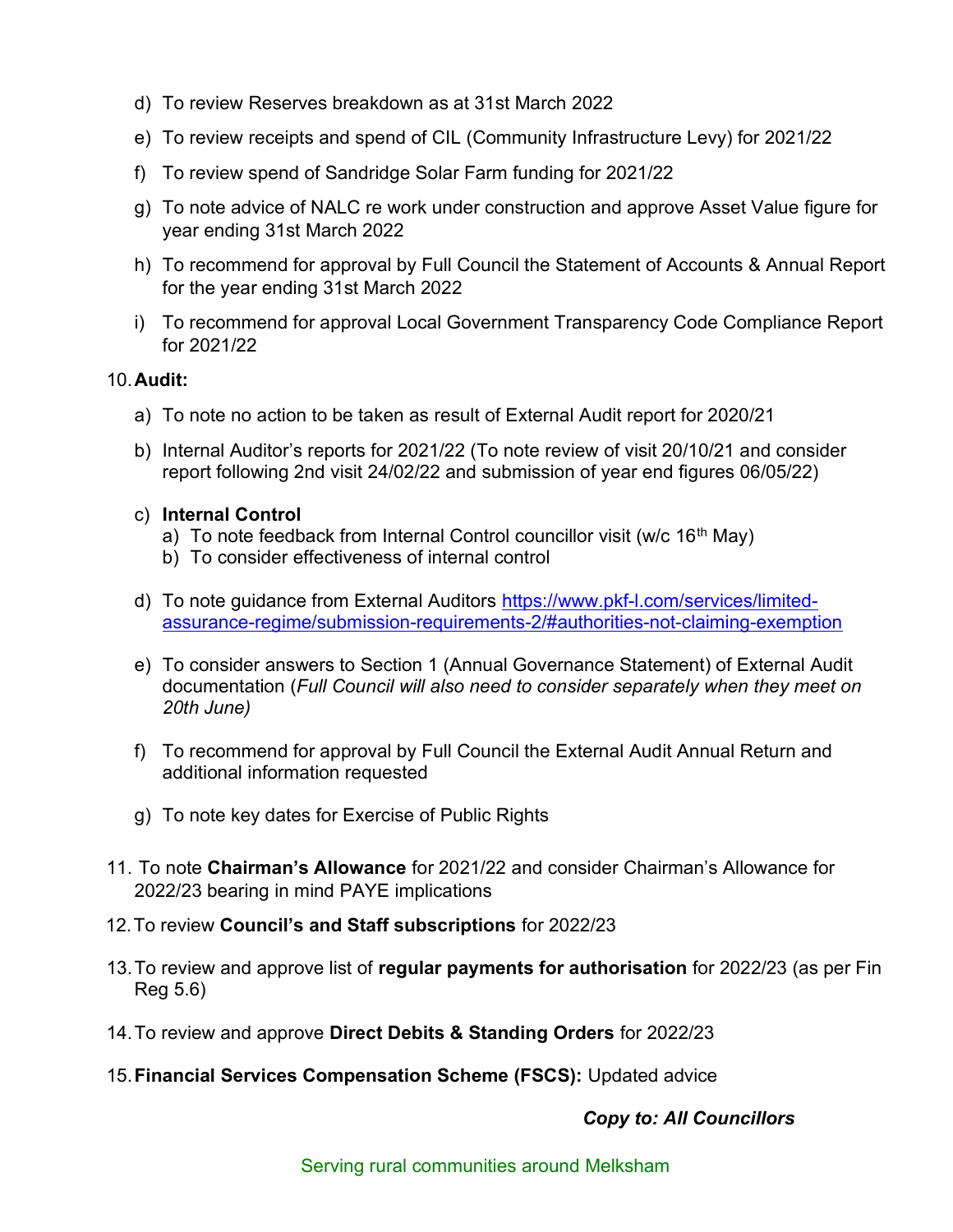d) To review Reserves breakdown as at 31st March 2022

e) To review receipts and spend of CIL (Community Infrastructure Levy) for 2021/22

f) To review spend of Sandridge Solar Farm funding for 2021/22

g) To note advice of NALC re work under construction and approve Asset Value figure for year ending 31st March 2022

h) To recommend for approval by Full Council the Statement of Accounts & Annual Report for the year ending 31st March 2022

i) To recommend for approval Local Government Transparency Code Compliance Report for 2021/22

10. **Audit:**

   a) To note no action to be taken as result of External Audit report for 2020/21

   b) Internal Auditor's reports for 2021/22 (To note review of visit 20/10/21 and consider report following 2nd visit 24/02/22 and submission of year end figures 06/05/22)

   c) **Internal Control**
      a) To note feedback from Internal Control councillor visit (w/c 16th May)
      b) To consider effectiveness of internal control

   d) To note guidance from External Auditors [https://www.pkf-l.com/services/limited-assurance-regime/submission-requirements-2/#authorities-not-claiming-exemption](https://www.pkf-l.com/services/limited-assurance-regime/submission-requirements-2/#authorities-not-claiming-exemption)

   e) To consider answers to Section 1 (Annual Governance Statement) of External Audit documentation (*Full Council will also need to consider separately when they meet on 20th June)*

   f) To recommend for approval by Full Council the External Audit Annual Return and additional information requested

   g) To note key dates for Exercise of Public Rights

11. To note **Chairman's Allowance** for 2021/22 and consider Chairman's Allowance for 2022/23 bearing in mind PAYE implications

12. To review **Council's and Staff subscriptions** for 2022/23

13. To review and approve list of **regular payments for authorisation** for 2022/23 (as per Fin Reg 5.6)

14. To review and approve **Direct Debits & Standing Orders** for 2022/23

15. **Financial Services Compensation Scheme (FSCS):** Updated advice

***Copy to: All Councillors***

Serving rural communities around Melksham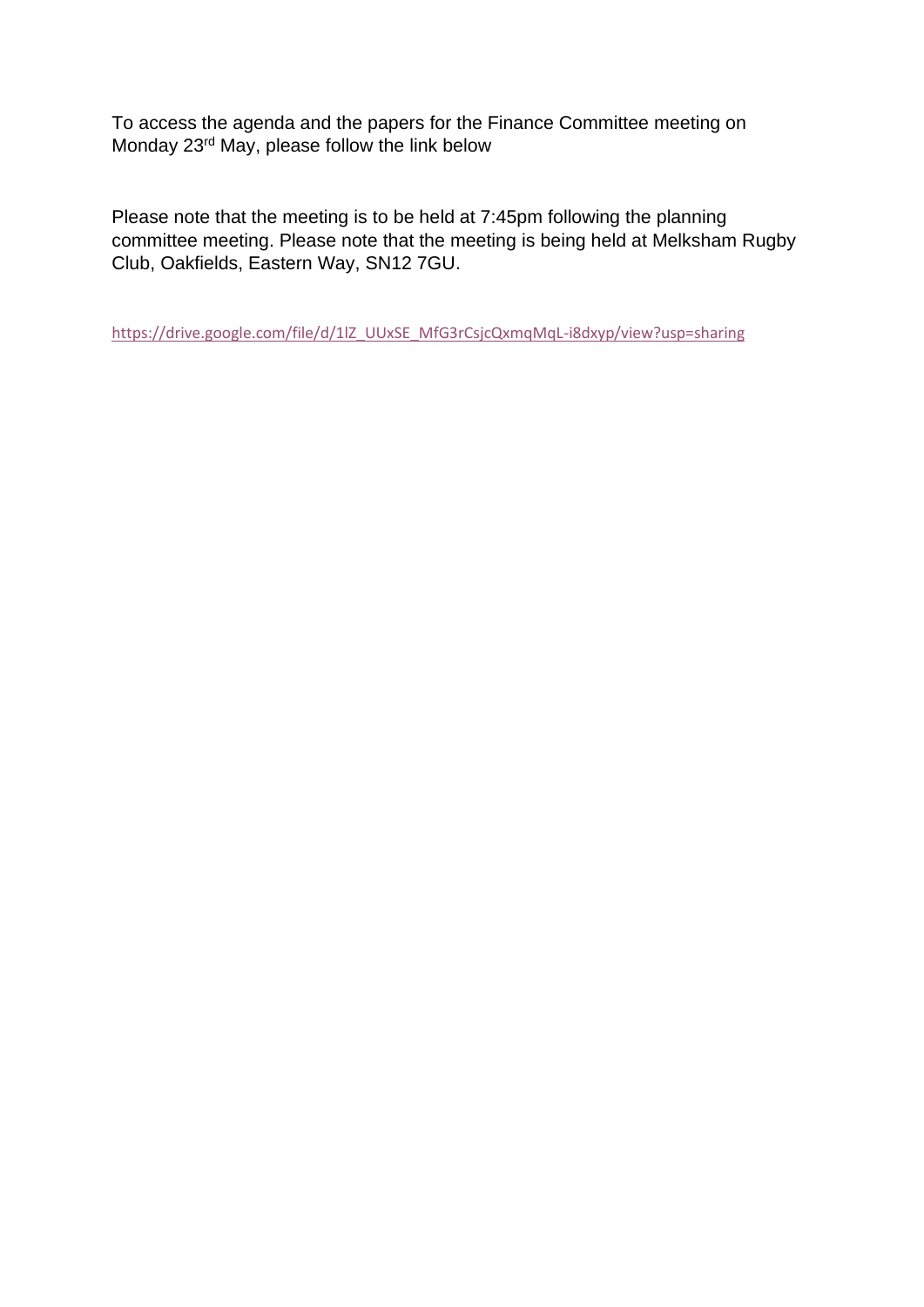To access the agenda and the papers for the Finance Committee meeting on Monday 23[rd] May, please follow the link below

Please note that the meeting is to be held at 7:45pm following the planning committee meeting. Please note that the meeting is being held at Melksham Rugby Club, Oakfields, Eastern Way, SN12 7GU.

https://drive.google.com/file/d/1lZ_UUxSE_MfG3rCsjcQxmqMqL-i8dxyp/view?usp=sharing